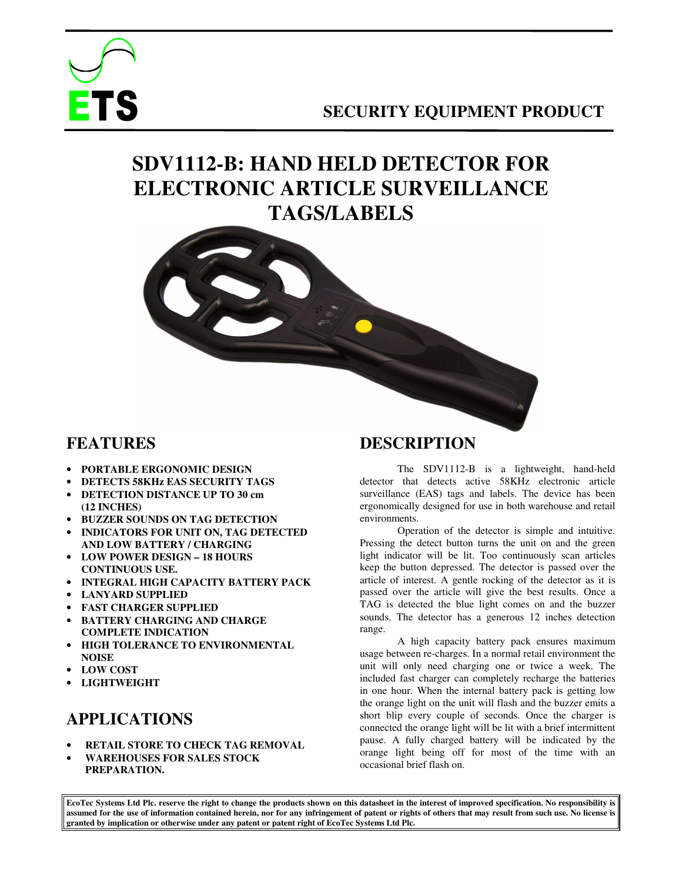ETS

SECURITY EQUIPMENT PRODUCT

# SDV1112-B: HAND HELD DETECTOR FOR ELECTRONIC ARTICLE SURVEILLANCE TAGS/LABELS

## FEATURES

- PORTABLE ERGONOMIC DESIGN
- DETECTS 58KHz EAS SECURITY TAGS
- DETECTION DISTANCE UP TO 30 cm (12 INCHES)
- BUZZER SOUNDS ON TAG DETECTION
- INDICATORS FOR UNIT ON, TAG DETECTED AND LOW BATTERY / CHARGING
- LOW POWER DESIGN – 18 HOURS CONTINUOUS USE.
- INTEGRAL HIGH CAPACITY BATTERY PACK
- LANYARD SUPPLIED
- FAST CHARGER SUPPLIED
- BATTERY CHARGING AND CHARGE COMPLETE INDICATION
- HIGH TOLERANCE TO ENVIRONMENTAL NOISE
- LOW COST
- LIGHTWEIGHT

## APPLICATIONS

- RETAIL STORE TO CHECK TAG REMOVAL
- WAREHOUSES FOR SALES STOCK PREPARATION.

## DESCRIPTION

The SDV1112-B is a lightweight, hand-held detector that detects active 58KHz electronic article surveillance (EAS) tags and labels. The device has been ergonomically designed for use in both warehouse and retail environments.

Operation of the detector is simple and intuitive. Pressing the detect button turns the unit on and the green light indicator will be lit. Too continuously scan articles keep the button depressed. The detector is passed over the article of interest. A gentle rocking of the detector as it is passed over the article will give the best results. Once a TAG is detected the blue light comes on and the buzzer sounds. The detector has a generous 12 inches detection range.

A high capacity battery pack ensures maximum usage between re-charges. In a normal retail environment the unit will only need charging one or twice a week. The included fast charger can completely recharge the batteries in one hour. When the internal battery pack is getting low the orange light on the unit will flash and the buzzer emits a short blip every couple of seconds. Once the charger is connected the orange light will be lit with a brief intermittent pause. A fully charged battery will be indicated by the orange light being off for most of the time with an occasional brief flash on.

**EcoTec Systems Ltd Plc. reserve the right to change the products shown on this datasheet in the interest of improved specification. No responsibility is assumed for the use of information contained herein, nor for any infringement of patent or rights of others that may result from such use. No license is granted by implication or otherwise under any patent or patent right of EcoTec Systems Ltd Plc.**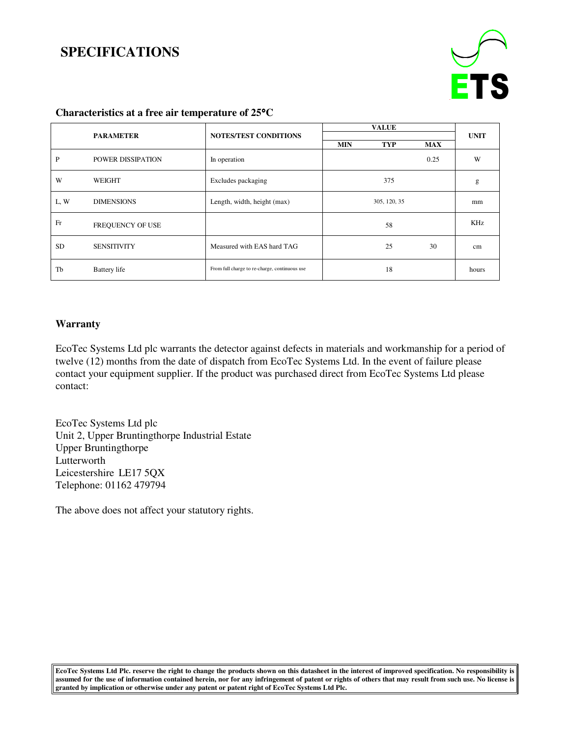# SPECIFICATIONS

ETS

**Characteristics at a free air temperature of 25°C**

| | PARAMETER | NOTES/TEST CONDITIONS | VALUE | | | UNIT |
|---|---|---|---|---|---|---|
| | | | MIN | TYP | MAX | |
| P | POWER DISSIPATION | In operation | | | 0.25 | W |
| W | WEIGHT | Excludes packaging | | 375 | | g |
| L, W | DIMENSIONS | Length, width, height (max) | | 305, 120, 35 | | mm |
| Fr | FREQUENCY OF USE | | | 58 | | KHz |
| SD | SENSITIVITY | Measured with EAS hard TAG | | 25 | 30 | cm |
| Tb | Battery life | From full charge to re-charge, continuous use | | 18 | | hours |

**Warranty**

EcoTec Systems Ltd plc warrants the detector against defects in materials and workmanship for a period of twelve (12) months from the date of dispatch from EcoTec Systems Ltd. In the event of failure please contact your equipment supplier. If the product was purchased direct from EcoTec Systems Ltd please contact:

EcoTec Systems Ltd plc
Unit 2, Upper Bruntingthorpe Industrial Estate
Upper Bruntingthorpe
Lutterworth
Leicestershire LE17 5QX
Telephone: 01162 479794

The above does not affect your statutory rights.

**EcoTec Systems Ltd Plc. reserve the right to change the products shown on this datasheet in the interest of improved specification. No responsibility is assumed for the use of information contained herein, nor for any infringement of patent or rights of others that may result from such use. No license is granted by implication or otherwise under any patent or patent right of EcoTec Systems Ltd Plc.**